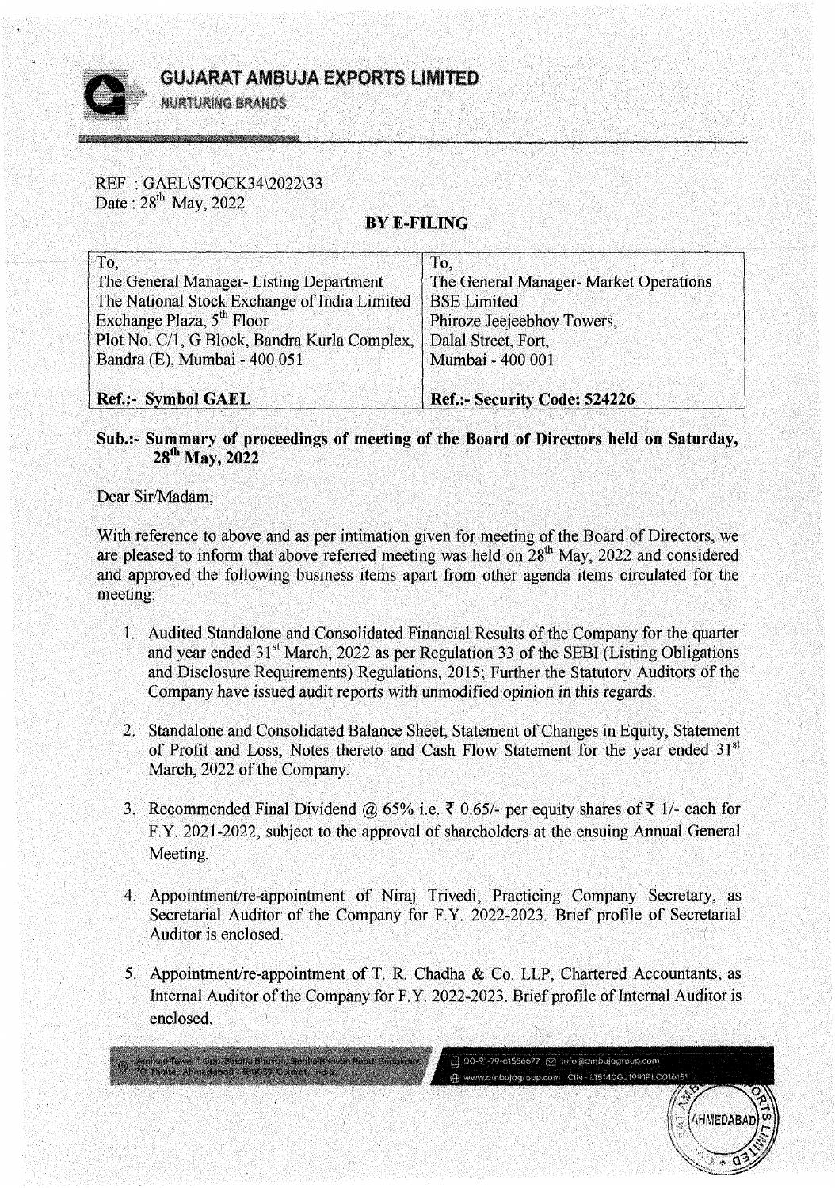# GUJARAT AMBUJA EXPORTS LIMITED

NURTURING BRANDS

REF : GAEL\STOCK34\2022\33
Date : 28th May, 2022

**BY E-FILING**

| To, | To, |
|---|---|
| The General Manager- Listing Department | The General Manager- Market Operations |
| The National Stock Exchange of India Limited | BSE Limited |
| Exchange Plaza, 5th Floor | Phiroze Jeejeebhoy Towers, |
| Plot No. C/1, G Block, Bandra Kurla Complex, | Dalal Street, Fort, |
| Bandra (E), Mumbai - 400 051 | Mumbai - 400 001 |
| **Ref.:- Symbol GAEL** | **Ref.:- Security Code: 524226** |

**Sub.:- Summary of proceedings of meeting of the Board of Directors held on Saturday, 28th May, 2022**

Dear Sir/Madam,

With reference to above and as per intimation given for meeting of the Board of Directors, we are pleased to inform that above referred meeting was held on 28th May, 2022 and considered and approved the following business items apart from other agenda items circulated for the meeting:

1. Audited Standalone and Consolidated Financial Results of the Company for the quarter and year ended 31st March, 2022 as per Regulation 33 of the SEBI (Listing Obligations and Disclosure Requirements) Regulations, 2015; Further the Statutory Auditors of the Company have issued audit reports with unmodified opinion in this regards.

2. Standalone and Consolidated Balance Sheet, Statement of Changes in Equity, Statement of Profit and Loss, Notes thereto and Cash Flow Statement for the year ended 31st March, 2022 of the Company.

3. Recommended Final Dividend @ 65% i.e. ₹ 0.65/- per equity shares of ₹ 1/- each for F.Y. 2021-2022, subject to the approval of shareholders at the ensuing Annual General Meeting.

4. Appointment/re-appointment of Niraj Trivedi, Practicing Company Secretary, as Secretarial Auditor of the Company for F.Y. 2022-2023. Brief profile of Secretarial Auditor is enclosed.

5. Appointment/re-appointment of T. R. Chadha & Co. LLP, Chartered Accountants, as Internal Auditor of the Company for F.Y. 2022-2023. Brief profile of Internal Auditor is enclosed.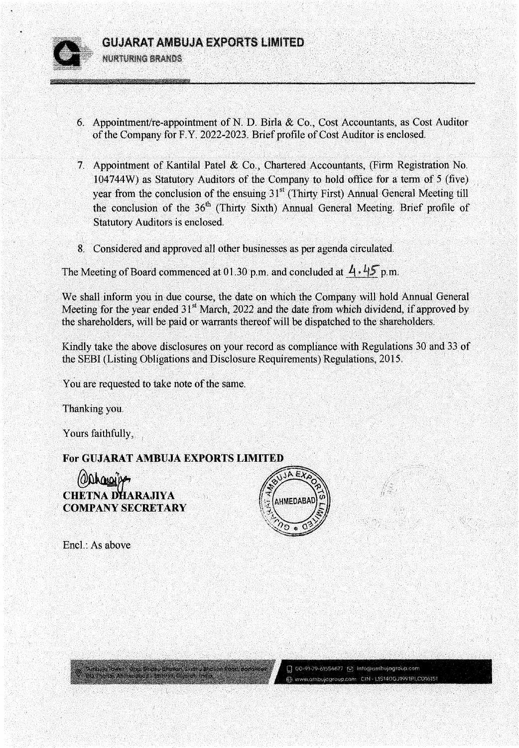6. Appointment/re-appointment of N. D. Birla & Co., Cost Accountants, as Cost Auditor of the Company for F.Y. 2022-2023. Brief profile of Cost Auditor is enclosed.

7. Appointment of Kantilal Patel & Co., Chartered Accountants, (Firm Registration No. 104744W) as Statutory Auditors of the Company to hold office for a term of 5 (five) year from the conclusion of the ensuing 31st (Thirty First) Annual General Meeting till the conclusion of the 36th (Thirty Sixth) Annual General Meeting. Brief profile of Statutory Auditors is enclosed.

8. Considered and approved all other businesses as per agenda circulated.

The Meeting of Board commenced at 01.30 p.m. and concluded at 4.45 p.m.

We shall inform you in due course, the date on which the Company will hold Annual General Meeting for the year ended 31st March, 2022 and the date from which dividend, if approved by the shareholders, will be paid or warrants thereof will be dispatched to the shareholders.

Kindly take the above disclosures on your record as compliance with Regulations 30 and 33 of the SEBI (Listing Obligations and Disclosure Requirements) Regulations, 2015.

You are requested to take note of the same.

Thanking you.

Yours faithfully,

**For GUJARAT AMBUJA EXPORTS LIMITED**

**CHETNA DHARAJIYA**
**COMPANY SECRETARY**

Encl.: As above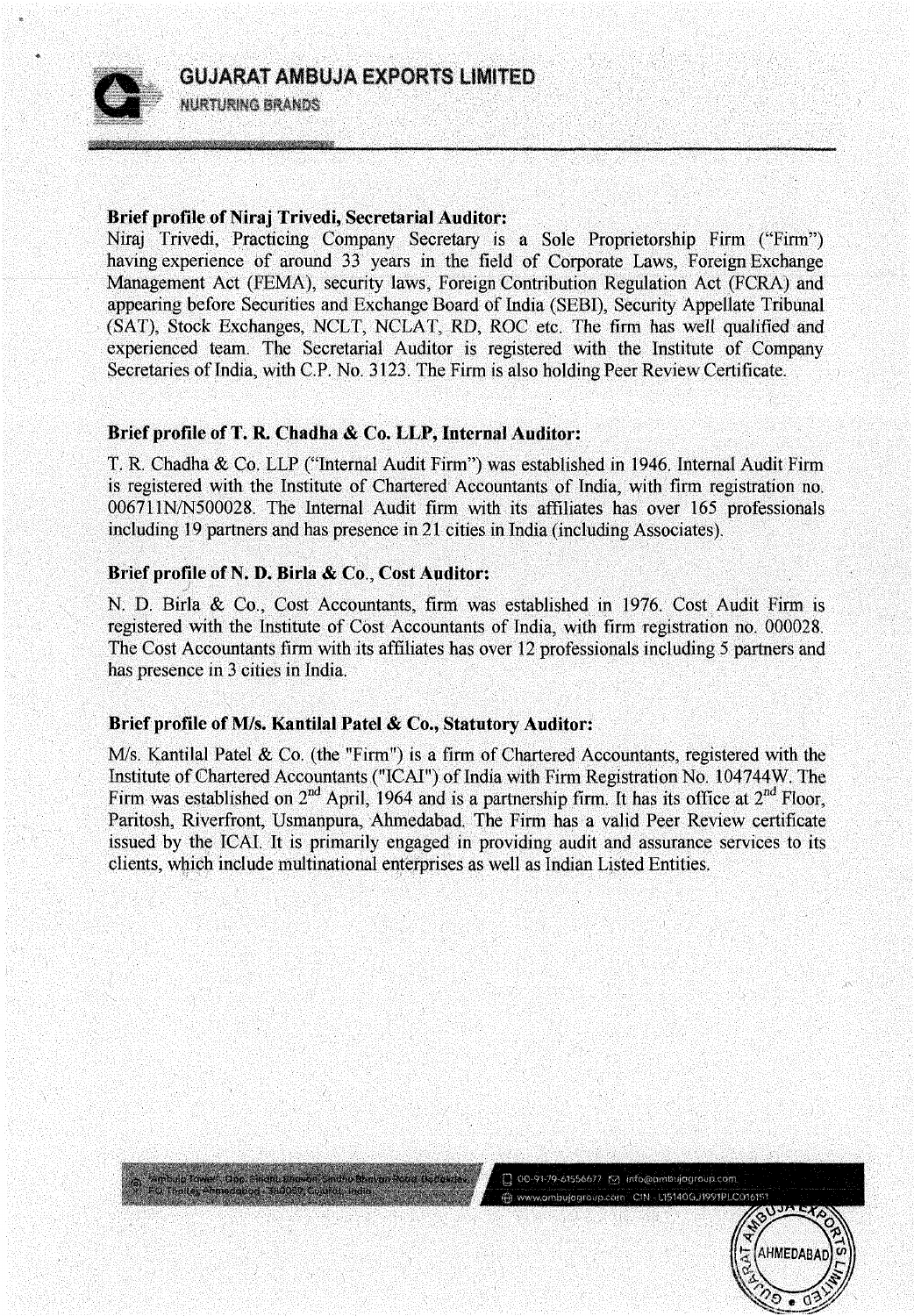**Brief profile of Niraj Trivedi, Secretarial Auditor:**

Niraj Trivedi, Practicing Company Secretary is a Sole Proprietorship Firm ("Firm") having experience of around 33 years in the field of Corporate Laws, Foreign Exchange Management Act (FEMA), security laws, Foreign Contribution Regulation Act (FCRA) and appearing before Securities and Exchange Board of India (SEBI), Security Appellate Tribunal (SAT), Stock Exchanges, NCLT, NCLAT, RD, ROC etc. The firm has well qualified and experienced team. The Secretarial Auditor is registered with the Institute of Company Secretaries of India, with C.P. No. 3123. The Firm is also holding Peer Review Certificate.

**Brief profile of T. R. Chadha & Co. LLP, Internal Auditor:**

T. R. Chadha & Co. LLP ("Internal Audit Firm") was established in 1946. Internal Audit Firm is registered with the Institute of Chartered Accountants of India, with firm registration no. 006711N/N500028. The Internal Audit firm with its affiliates has over 165 professionals including 19 partners and has presence in 21 cities in India (including Associates).

**Brief profile of N. D. Birla & Co., Cost Auditor:**

N. D. Birla & Co., Cost Accountants, firm was established in 1976. Cost Audit Firm is registered with the Institute of Cost Accountants of India, with firm registration no. 000028. The Cost Accountants firm with its affiliates has over 12 professionals including 5 partners and has presence in 3 cities in India.

**Brief profile of M/s. Kantilal Patel & Co., Statutory Auditor:**

M/s. Kantilal Patel & Co. (the "Firm") is a firm of Chartered Accountants, registered with the Institute of Chartered Accountants ("ICAI") of India with Firm Registration No. 104744W. The Firm was established on 2nd April, 1964 and is a partnership firm. It has its office at 2nd Floor, Paritosh, Riverfront, Usmanpura, Ahmedabad. The Firm has a valid Peer Review certificate issued by the ICAI. It is primarily engaged in providing audit and assurance services to its clients, which include multinational enterprises as well as Indian Listed Entities.